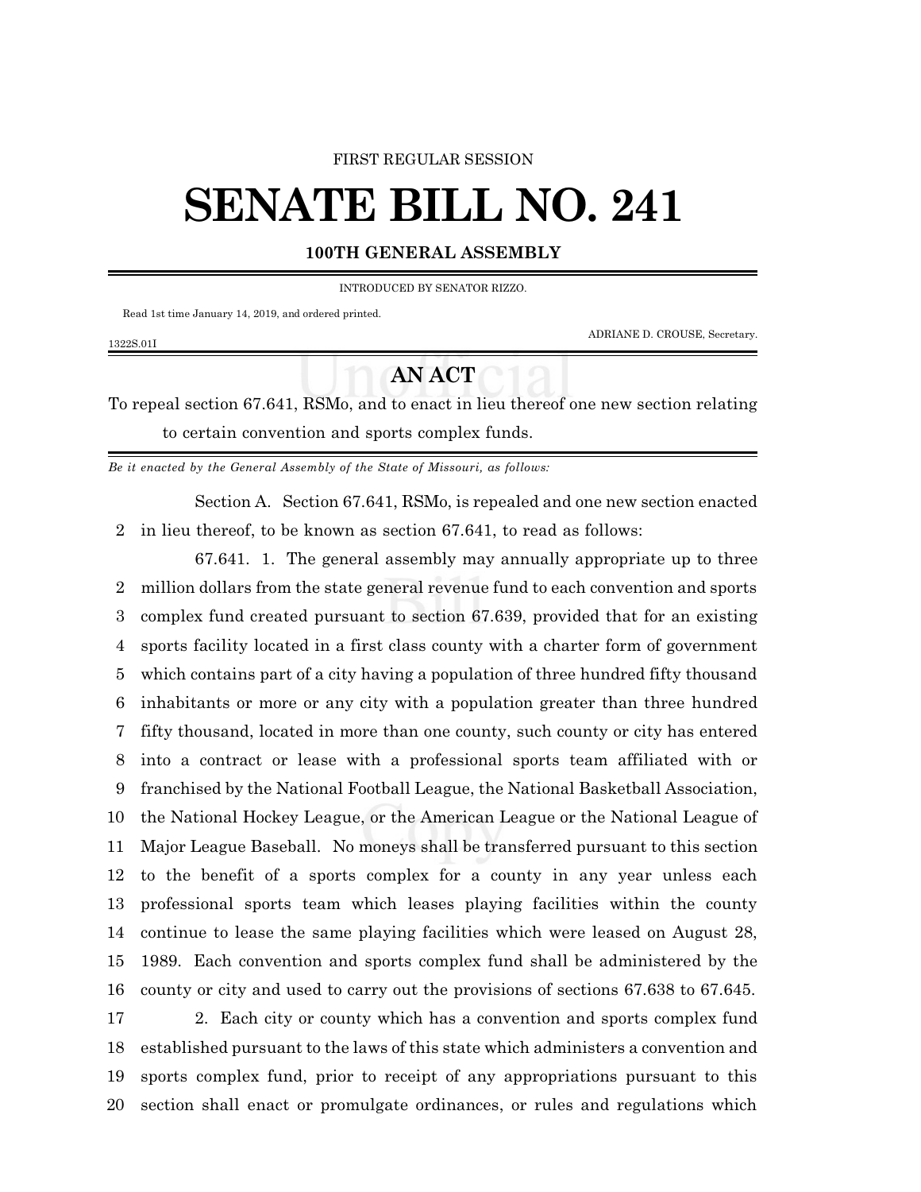FIRST REGULAR SESSION

# SENATE BILL NO. 241

**100TH GENERAL ASSEMBLY**

INTRODUCED BY SENATOR RIZZO.

Read 1st time January 14, 2019, and ordered printed.

ADRIANE D. CROUSE, Secretary.

1322S.01I

## AN ACT

To repeal section 67.641, RSMo, and to enact in lieu thereof one new section relating to certain convention and sports complex funds.

*Be it enacted by the General Assembly of the State of Missouri, as follows:*

Section A. Section 67.641, RSMo, is repealed and one new section enacted in lieu thereof, to be known as section 67.641, to read as follows:

67.641. 1. The general assembly may annually appropriate up to three million dollars from the state general revenue fund to each convention and sports complex fund created pursuant to section 67.639, provided that for an existing sports facility located in a first class county with a charter form of government which contains part of a city having a population of three hundred fifty thousand inhabitants or more or any city with a population greater than three hundred fifty thousand, located in more than one county, such county or city has entered into a contract or lease with a professional sports team affiliated with or franchised by the National Football League, the National Basketball Association, the National Hockey League, or the American League or the National League of Major League Baseball. No moneys shall be transferred pursuant to this section to the benefit of a sports complex for a county in any year unless each professional sports team which leases playing facilities within the county continue to lease the same playing facilities which were leased on August 28, 1989. Each convention and sports complex fund shall be administered by the county or city and used to carry out the provisions of sections 67.638 to 67.645.

2. Each city or county which has a convention and sports complex fund established pursuant to the laws of this state which administers a convention and sports complex fund, prior to receipt of any appropriations pursuant to this section shall enact or promulgate ordinances, or rules and regulations which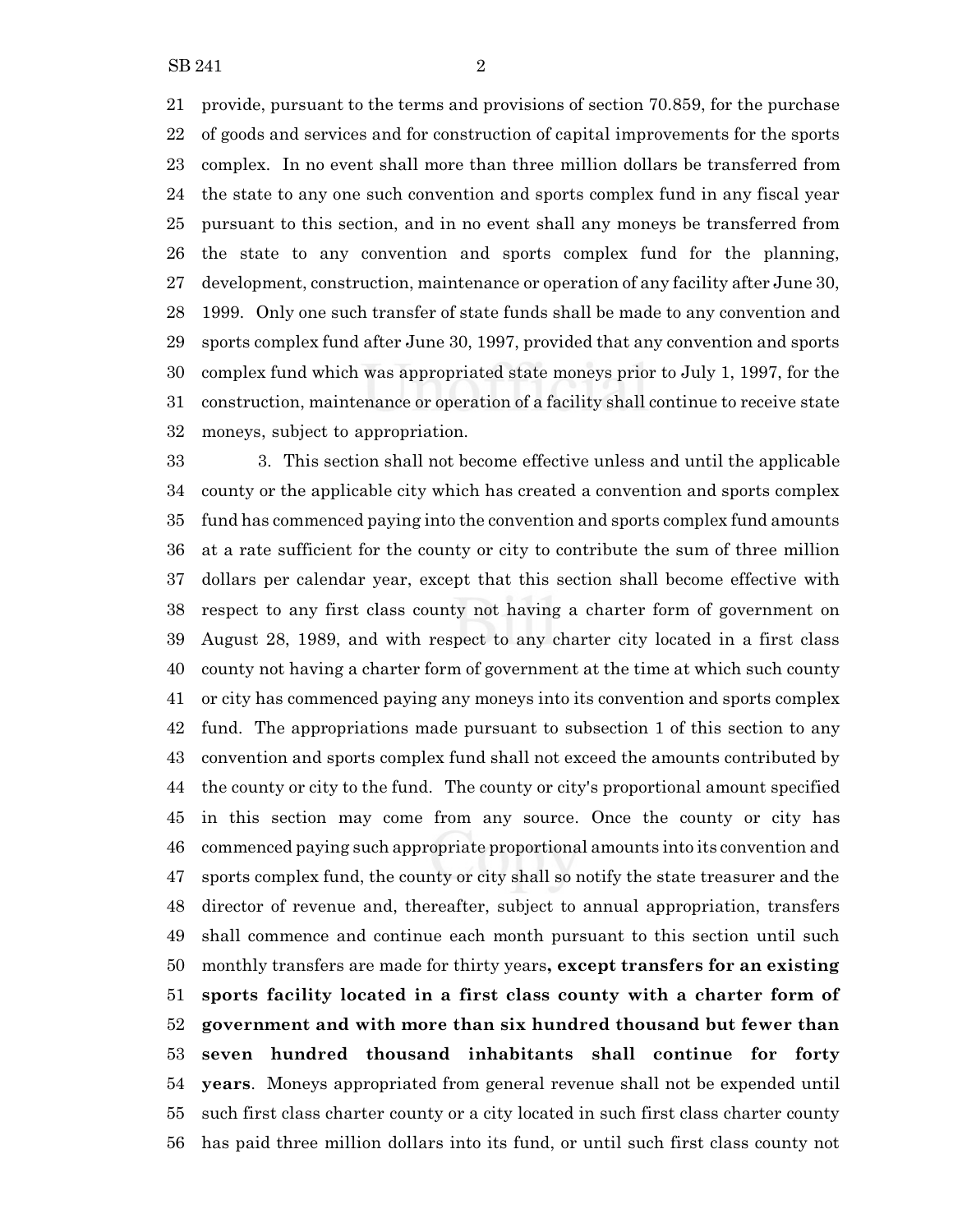provide, pursuant to the terms and provisions of section 70.859, for the purchase of goods and services and for construction of capital improvements for the sports complex. In no event shall more than three million dollars be transferred from the state to any one such convention and sports complex fund in any fiscal year pursuant to this section, and in no event shall any moneys be transferred from the state to any convention and sports complex fund for the planning, development, construction, maintenance or operation of any facility after June 30, 1999. Only one such transfer of state funds shall be made to any convention and sports complex fund after June 30, 1997, provided that any convention and sports complex fund which was appropriated state moneys prior to July 1, 1997, for the construction, maintenance or operation of a facility shall continue to receive state moneys, subject to appropriation.

3. This section shall not become effective unless and until the applicable county or the applicable city which has created a convention and sports complex fund has commenced paying into the convention and sports complex fund amounts at a rate sufficient for the county or city to contribute the sum of three million dollars per calendar year, except that this section shall become effective with respect to any first class county not having a charter form of government on August 28, 1989, and with respect to any charter city located in a first class county not having a charter form of government at the time at which such county or city has commenced paying any moneys into its convention and sports complex fund. The appropriations made pursuant to subsection 1 of this section to any convention and sports complex fund shall not exceed the amounts contributed by the county or city to the fund. The county or city's proportional amount specified in this section may come from any source. Once the county or city has commenced paying such appropriate proportional amounts into its convention and sports complex fund, the county or city shall so notify the state treasurer and the director of revenue and, thereafter, subject to annual appropriation, transfers shall commence and continue each month pursuant to this section until such monthly transfers are made for thirty years**, except transfers for an existing sports facility located in a first class county with a charter form of government and with more than six hundred thousand but fewer than seven hundred thousand inhabitants shall continue for forty years**. Moneys appropriated from general revenue shall not be expended until such first class charter county or a city located in such first class charter county has paid three million dollars into its fund, or until such first class county not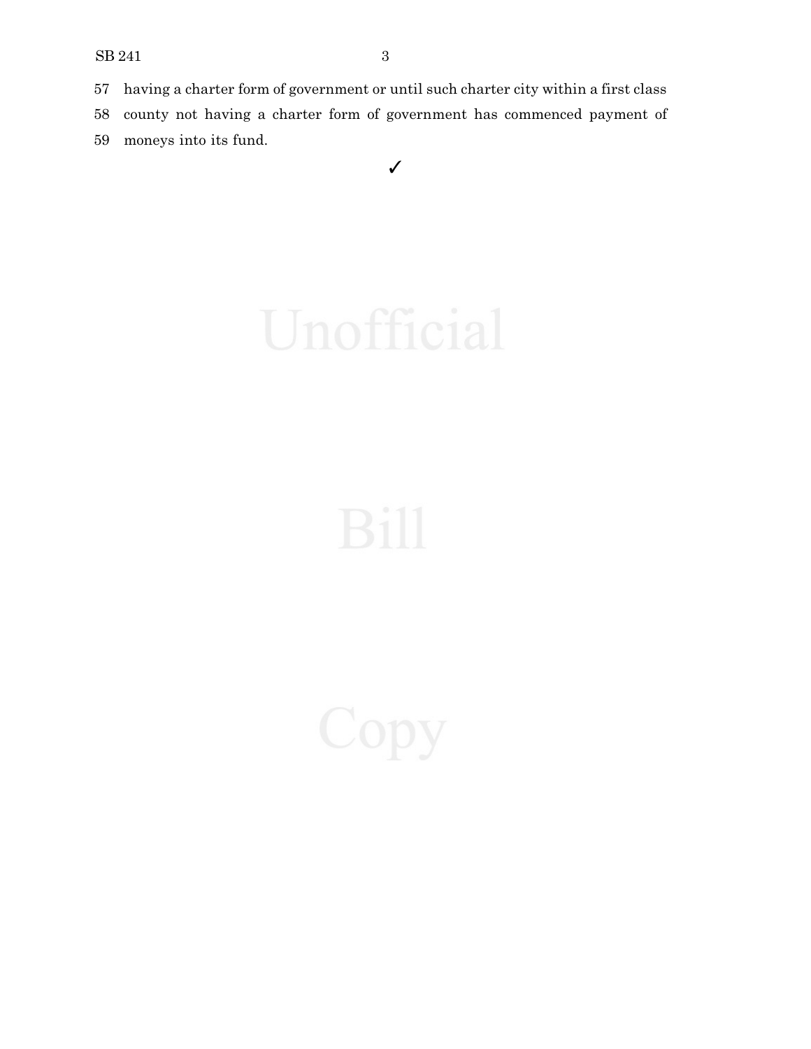having a charter form of government or until such charter city within a first class county not having a charter form of government has commenced payment of moneys into its fund.

✓